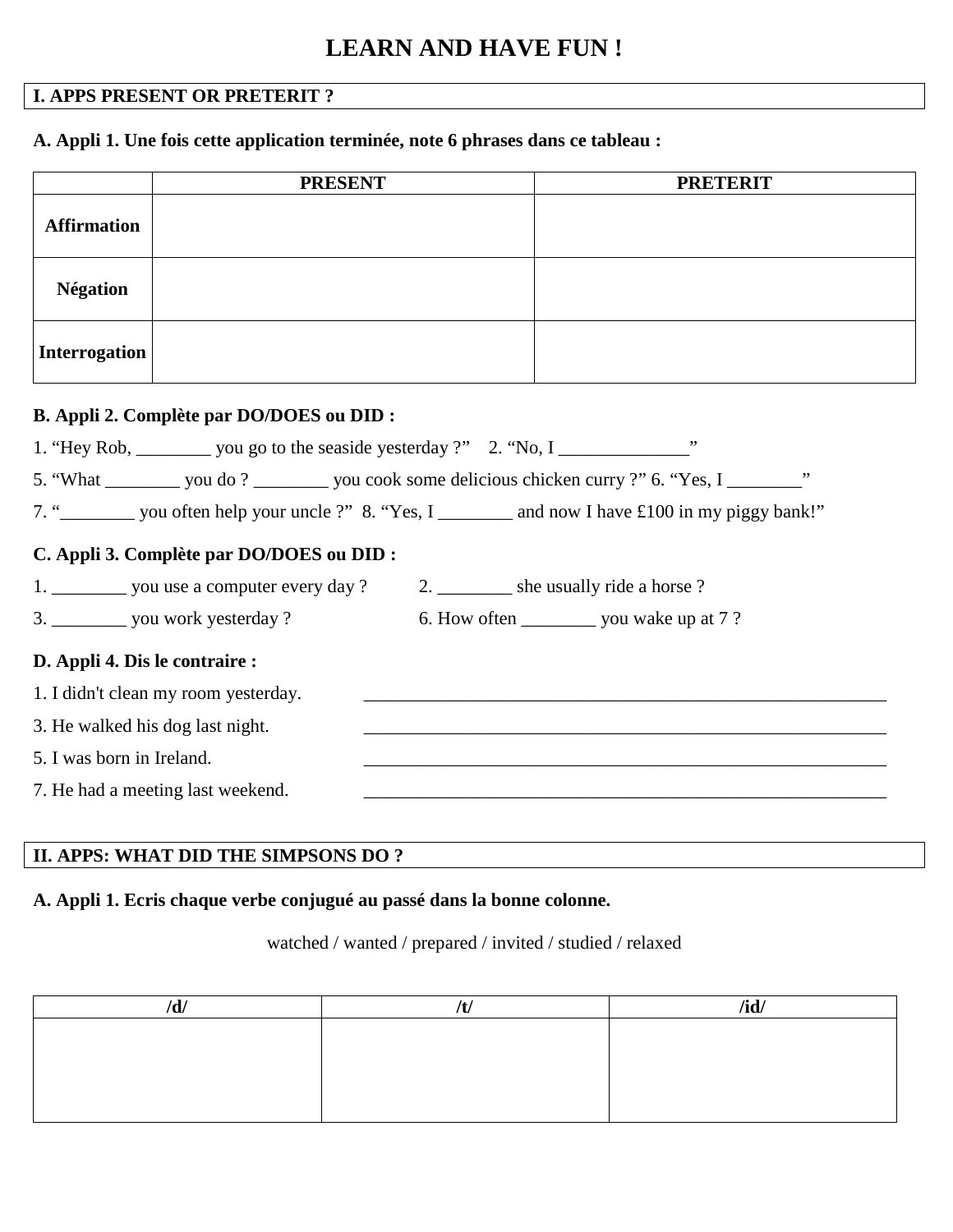# LEARN AND HAVE FUN !

## I. APPS PRESENT OR PRETERIT ?

### A. Appli 1. Une fois cette application terminée, note 6 phrases dans ce tableau :

| | PRESENT | PRETERIT |
|---|---|---|
| **Affirmation** | | |
| **Négation** | | |
| **Interrogation** | | |

### B. Appli 2. Complète par DO/DOES ou DID :

1. "Hey Rob, ________ you go to the seaside yesterday ?" 2. "No, I ______________"

5. "What ________ you do ? ________ you cook some delicious chicken curry ?" 6. "Yes, I ________"

7. "________ you often help your uncle ?" 8. "Yes, I ________ and now I have £100 in my piggy bank!"

### C. Appli 3. Complète par DO/DOES ou DID :

1. ________ you use a computer every day ?
2. ________ she usually ride a horse ?
3. ________ you work yesterday ?
6. How often ________ you wake up at 7 ?

### D. Appli 4. Dis le contraire :

1. I didn't clean my room yesterday. ____________________________________________________________

3. He walked his dog last night. ____________________________________________________________

5. I was born in Ireland. ____________________________________________________________

7. He had a meeting last weekend. ____________________________________________________________

## II. APPS: WHAT DID THE SIMPSONS DO ?

### A. Appli 1. Ecris chaque verbe conjugué au passé dans la bonne colonne.

watched / wanted / prepared / invited / studied / relaxed

| /d/ | /t/ | /id/ |
|---|---|---|
| | | |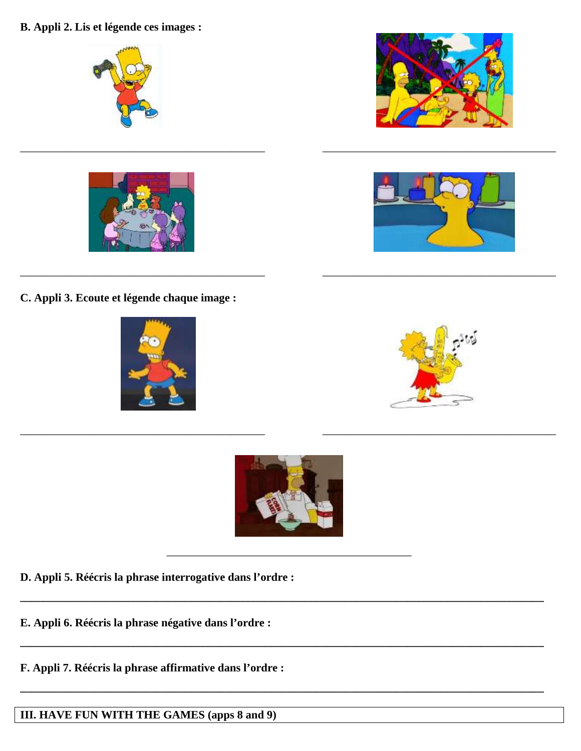**B. Appli 2. Lis et légende ces images :**

\_\_\_\_\_\_\_\_\_\_\_\_\_\_\_\_\_\_\_\_\_\_\_\_\_\_\_\_\_\_\_\_\_\_\_\_\_\_\_\_ \_\_\_\_\_\_\_\_\_\_\_\_\_\_\_\_\_\_\_\_\_\_\_\_\_\_\_\_\_\_\_\_\_\_\_\_\_\_\_\_

\_\_\_\_\_\_\_\_\_\_\_\_\_\_\_\_\_\_\_\_\_\_\_\_\_\_\_\_\_\_\_\_\_\_\_\_\_\_\_\_ \_\_\_\_\_\_\_\_\_\_\_\_\_\_\_\_\_\_\_\_\_\_\_\_\_\_\_\_\_\_\_\_\_\_\_\_\_\_\_\_

**C. Appli 3. Ecoute et légende chaque image :**

\_\_\_\_\_\_\_\_\_\_\_\_\_\_\_\_\_\_\_\_\_\_\_\_\_\_\_\_\_\_\_\_\_\_\_\_\_\_\_\_ \_\_\_\_\_\_\_\_\_\_\_\_\_\_\_\_\_\_\_\_\_\_\_\_\_\_\_\_\_\_\_\_\_\_\_\_\_\_\_\_

\_\_\_\_\_\_\_\_\_\_\_\_\_\_\_\_\_\_\_\_\_\_\_\_\_\_\_\_\_\_\_\_\_\_\_\_\_\_\_\_

**D. Appli 5. Réécris la phrase interrogative dans l'ordre :**

\_\_\_\_\_\_\_\_\_\_\_\_\_\_\_\_\_\_\_\_\_\_\_\_\_\_\_\_\_\_\_\_\_\_\_\_\_\_\_\_\_\_\_\_\_\_\_\_\_\_\_\_\_\_\_\_\_\_\_\_\_\_\_\_\_\_\_\_\_\_\_\_\_\_\_\_\_\_

**E. Appli 6. Réécris la phrase négative dans l'ordre :**

\_\_\_\_\_\_\_\_\_\_\_\_\_\_\_\_\_\_\_\_\_\_\_\_\_\_\_\_\_\_\_\_\_\_\_\_\_\_\_\_\_\_\_\_\_\_\_\_\_\_\_\_\_\_\_\_\_\_\_\_\_\_\_\_\_\_\_\_\_\_\_\_\_\_\_\_\_\_

**F. Appli 7. Réécris la phrase affirmative dans l'ordre :**

\_\_\_\_\_\_\_\_\_\_\_\_\_\_\_\_\_\_\_\_\_\_\_\_\_\_\_\_\_\_\_\_\_\_\_\_\_\_\_\_\_\_\_\_\_\_\_\_\_\_\_\_\_\_\_\_\_\_\_\_\_\_\_\_\_\_\_\_\_\_\_\_\_\_\_\_\_\_

**III. HAVE FUN WITH THE GAMES (apps 8 and 9)**